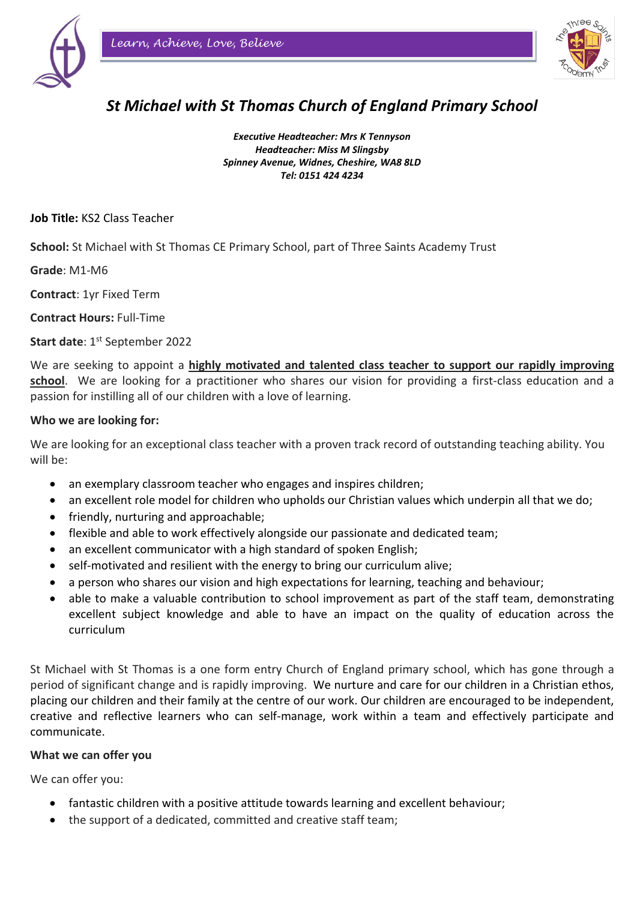*Learn, Achieve, Love, Believe*

# *St Michael with St Thomas Church of England Primary School*

***Executive Headteacher: Mrs K Tennyson***
***Headteacher: Miss M Slingsby***
***Spinney Avenue, Widnes, Cheshire, WA8 8LD***
***Tel: 0151 424 4234***

**Job Title:** KS2 Class Teacher

**School:** St Michael with St Thomas CE Primary School, part of Three Saints Academy Trust

**Grade**: M1-M6

**Contract**: 1yr Fixed Term

**Contract Hours:** Full-Time

**Start date**: 1st September 2022

We are seeking to appoint a **highly motivated and talented class teacher to support our rapidly improving school**. We are looking for a practitioner who shares our vision for providing a first-class education and a passion for instilling all of our children with a love of learning.

**Who we are looking for:**

We are looking for an exceptional class teacher with a proven track record of outstanding teaching ability. You will be:

- an exemplary classroom teacher who engages and inspires children;
- an excellent role model for children who upholds our Christian values which underpin all that we do;
- friendly, nurturing and approachable;
- flexible and able to work effectively alongside our passionate and dedicated team;
- an excellent communicator with a high standard of spoken English;
- self-motivated and resilient with the energy to bring our curriculum alive;
- a person who shares our vision and high expectations for learning, teaching and behaviour;
- able to make a valuable contribution to school improvement as part of the staff team, demonstrating excellent subject knowledge and able to have an impact on the quality of education across the curriculum

St Michael with St Thomas is a one form entry Church of England primary school, which has gone through a period of significant change and is rapidly improving. We nurture and care for our children in a Christian ethos, placing our children and their family at the centre of our work. Our children are encouraged to be independent, creative and reflective learners who can self-manage, work within a team and effectively participate and communicate.

**What we can offer you**

We can offer you:

- fantastic children with a positive attitude towards learning and excellent behaviour;
- the support of a dedicated, committed and creative staff team;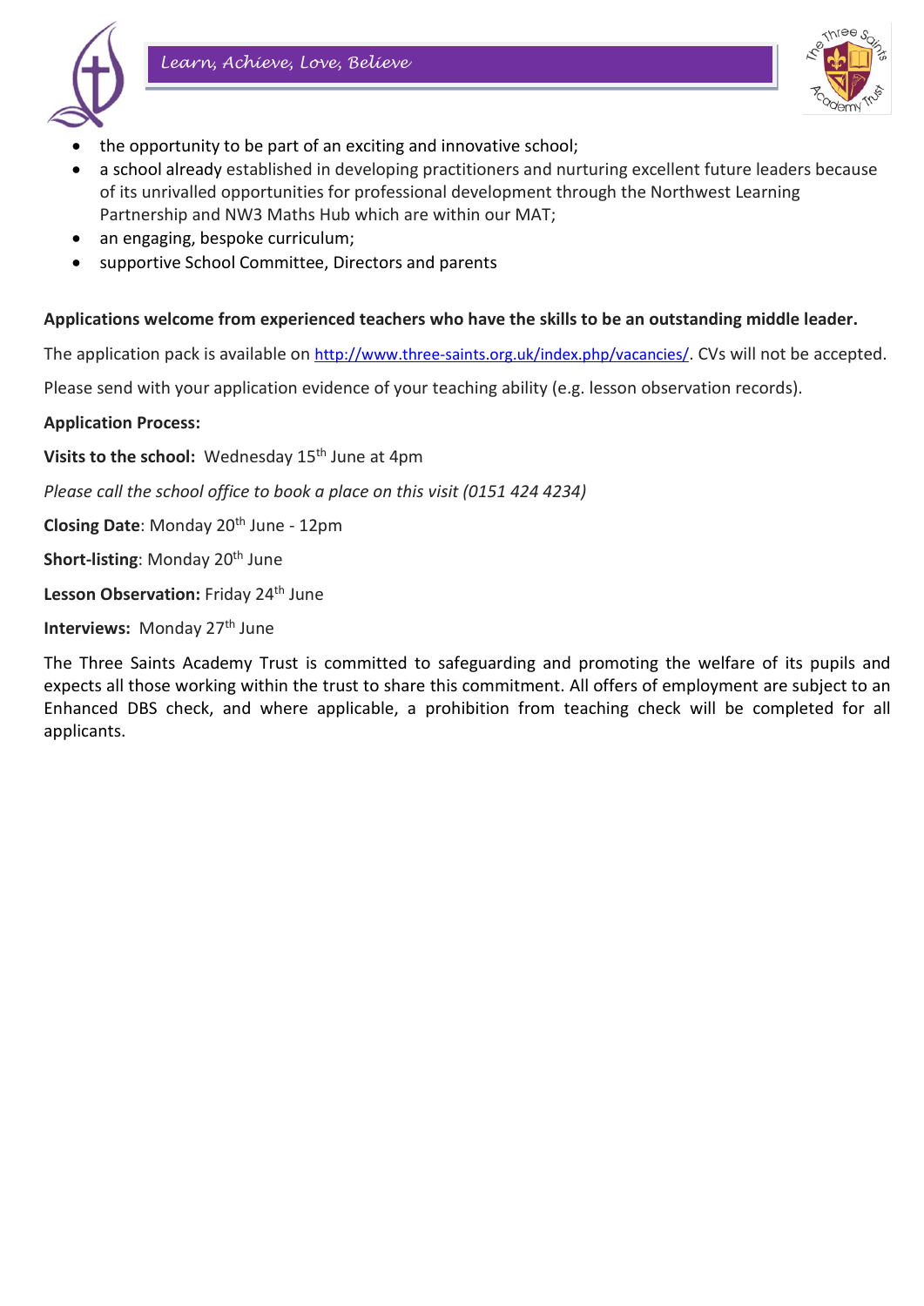- the opportunity to be part of an exciting and innovative school;
- a school already established in developing practitioners and nurturing excellent future leaders because of its unrivalled opportunities for professional development through the Northwest Learning Partnership and NW3 Maths Hub which are within our MAT;
- an engaging, bespoke curriculum;
- supportive School Committee, Directors and parents

**Applications welcome from experienced teachers who have the skills to be an outstanding middle leader.**

The application pack is available on http://www.three-saints.org.uk/index.php/vacancies/. CVs will not be accepted.

Please send with your application evidence of your teaching ability (e.g. lesson observation records).

**Application Process:**

**Visits to the school:** Wednesday 15th June at 4pm

*Please call the school office to book a place on this visit (0151 424 4234)*

**Closing Date**: Monday 20th June - 12pm

**Short-listing**: Monday 20th June

**Lesson Observation:** Friday 24th June

**Interviews:** Monday 27th June

The Three Saints Academy Trust is committed to safeguarding and promoting the welfare of its pupils and expects all those working within the trust to share this commitment. All offers of employment are subject to an Enhanced DBS check, and where applicable, a prohibition from teaching check will be completed for all applicants.